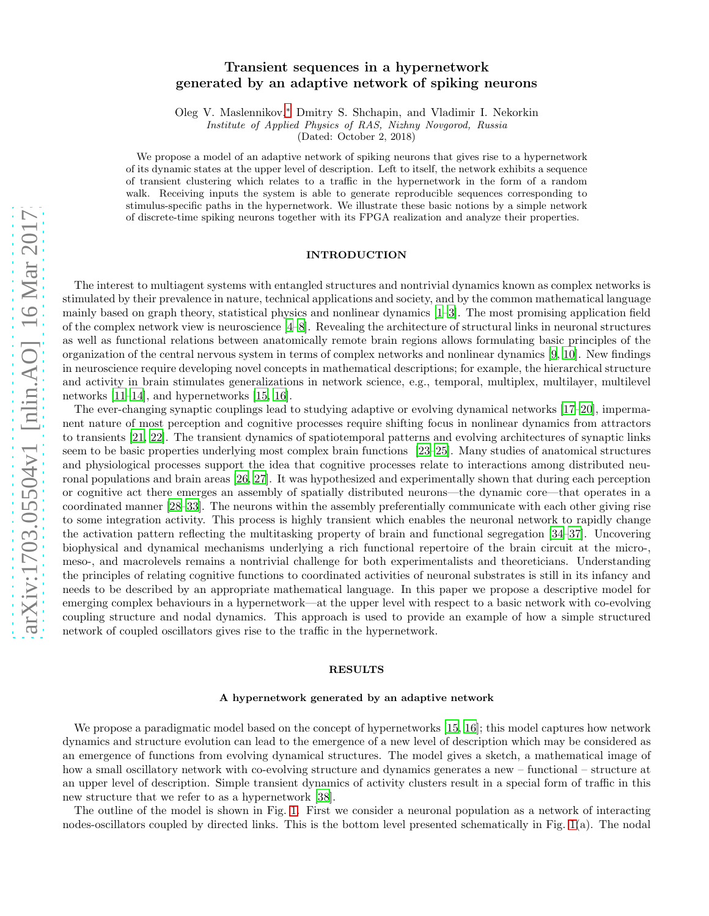# Transient sequences in a hypernetwork generated by an adaptive network of spiking neurons

Oleg V. Maslennikov,* Dmitry S. Shchapin, and Vladimir I. Nekorkin

*Institute of Applied Physics of RAS, Nizhny Novgorod, Russia*

(Dated: October 2, 2018)

We propose a model of an adaptive network of spiking neurons that gives rise to a hypernetwork of its dynamic states at the upper level of description. Left to itself, the network exhibits a sequence of transient clustering which relates to a traffic in the hypernetwork in the form of a random walk. Receiving inputs the system is able to generate reproducible sequences corresponding to stimulus-specific paths in the hypernetwork. We illustrate these basic notions by a simple network of discrete-time spiking neurons together with its FPGA realization and analyze their properties.

## INTRODUCTION

The interest to multiagent systems with entangled structures and nontrivial dynamics known as complex networks is stimulated by their prevalence in nature, technical applications and society, and by the common mathematical language mainly based on graph theory, statistical physics and nonlinear dynamics [1–3]. The most promising application field of the complex network view is neuroscience [4–8]. Revealing the architecture of structural links in neuronal structures as well as functional relations between anatomically remote brain regions allows formulating basic principles of the organization of the central nervous system in terms of complex networks and nonlinear dynamics [9, 10]. New findings in neuroscience require developing novel concepts in mathematical descriptions; for example, the hierarchical structure and activity in brain stimulates generalizations in network science, e.g., temporal, multiplex, multilayer, multilevel networks [11–14], and hypernetworks [15, 16].

The ever-changing synaptic couplings lead to studying adaptive or evolving dynamical networks [17–20], impermanent nature of most perception and cognitive processes require shifting focus in nonlinear dynamics from attractors to transients [21, 22]. The transient dynamics of spatiotemporal patterns and evolving architectures of synaptic links seem to be basic properties underlying most complex brain functions [23–25]. Many studies of anatomical structures and physiological processes support the idea that cognitive processes relate to interactions among distributed neuronal populations and brain areas [26, 27]. It was hypothesized and experimentally shown that during each perception or cognitive act there emerges an assembly of spatially distributed neurons—the dynamic core—that operates in a coordinated manner [28–33]. The neurons within the assembly preferentially communicate with each other giving rise to some integration activity. This process is highly transient which enables the neuronal network to rapidly change the activation pattern reflecting the multitasking property of brain and functional segregation [34–37]. Uncovering biophysical and dynamical mechanisms underlying a rich functional repertoire of the brain circuit at the micro-, meso-, and macrolevels remains a nontrivial challenge for both experimentalists and theoreticians. Understanding the principles of relating cognitive functions to coordinated activities of neuronal substrates is still in its infancy and needs to be described by an appropriate mathematical language. In this paper we propose a descriptive model for emerging complex behaviours in a hypernetwork—at the upper level with respect to a basic network with co-evolving coupling structure and nodal dynamics. This approach is used to provide an example of how a simple structured network of coupled oscillators gives rise to the traffic in the hypernetwork.

## RESULTS

### A hypernetwork generated by an adaptive network

We propose a paradigmatic model based on the concept of hypernetworks [15, 16]; this model captures how network dynamics and structure evolution can lead to the emergence of a new level of description which may be considered as an emergence of functions from evolving dynamical structures. The model gives a sketch, a mathematical image of how a small oscillatory network with co-evolving structure and dynamics generates a new – functional – structure at an upper level of description. Simple transient dynamics of activity clusters result in a special form of traffic in this new structure that we refer to as a hypernetwork [38].

The outline of the model is shown in Fig. 1. First we consider a neuronal population as a network of interacting nodes-oscillators coupled by directed links. This is the bottom level presented schematically in Fig. 1(a). The nodal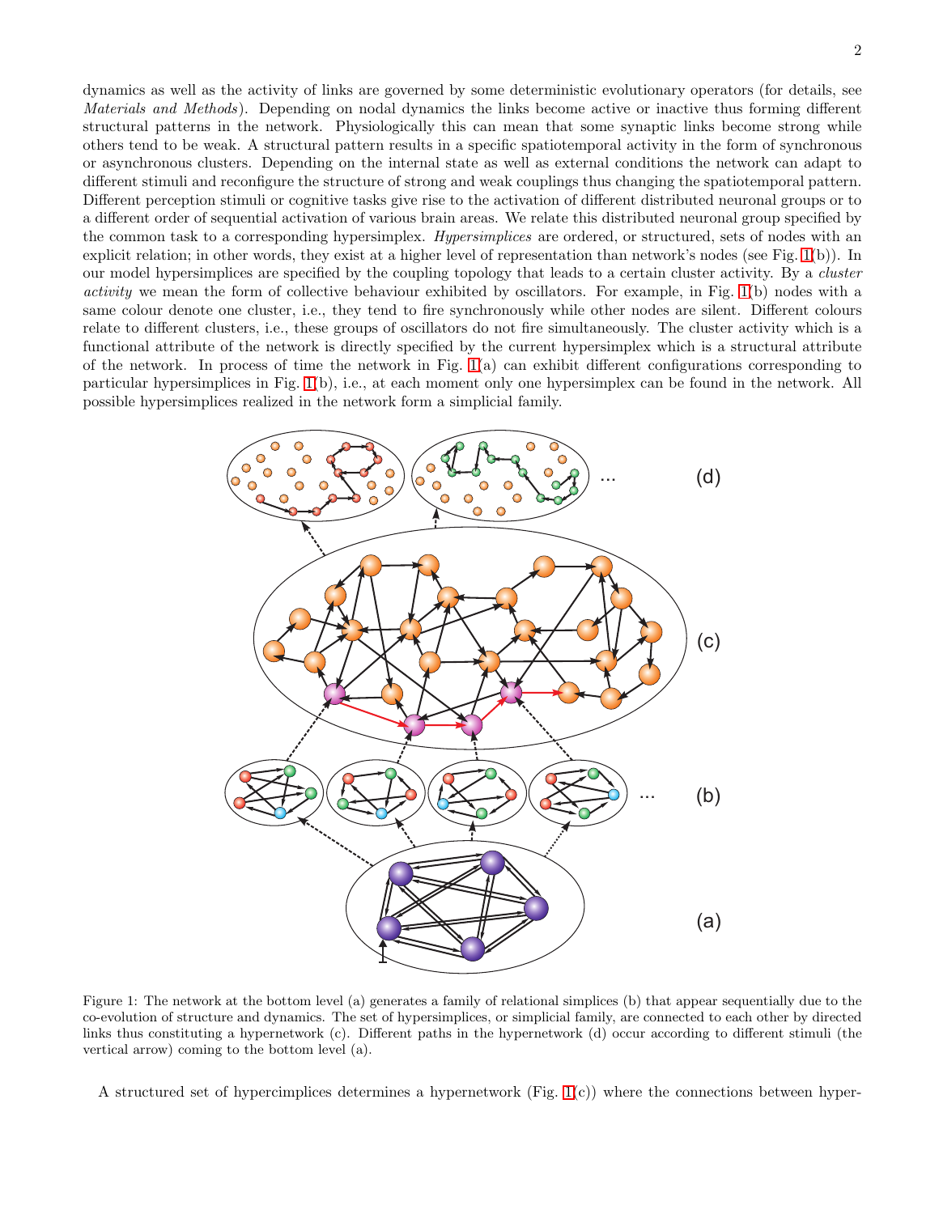dynamics as well as the activity of links are governed by some deterministic evolutionary operators (for details, see *Materials and Methods*). Depending on nodal dynamics the links become active or inactive thus forming different structural patterns in the network. Physiologically this can mean that some synaptic links become strong while others tend to be weak. A structural pattern results in a specific spatiotemporal activity in the form of synchronous or asynchronous clusters. Depending on the internal state as well as external conditions the network can adapt to different stimuli and reconfigure the structure of strong and weak couplings thus changing the spatiotemporal pattern. Different perception stimuli or cognitive tasks give rise to the activation of different distributed neuronal groups or to a different order of sequential activation of various brain areas. We relate this distributed neuronal group specified by the common task to a corresponding hypersimplex. *Hypersimplices* are ordered, or structured, sets of nodes with an explicit relation; in other words, they exist at a higher level of representation than network's nodes (see Fig. 1(b)). In our model hypersimplices are specified by the coupling topology that leads to a certain cluster activity. By a *cluster activity* we mean the form of collective behaviour exhibited by oscillators. For example, in Fig. 1(b) nodes with a same colour denote one cluster, i.e., they tend to fire synchronously while other nodes are silent. Different colours relate to different clusters, i.e., these groups of oscillators do not fire simultaneously. The cluster activity which is a functional attribute of the network is directly specified by the current hypersimplex which is a structural attribute of the network. In process of time the network in Fig. 1(a) can exhibit different configurations corresponding to particular hypersimplices in Fig. 1(b), i.e., at each moment only one hypersimplex can be found in the network. All possible hypersimplices realized in the network form a simplicial family.

Figure 1: The network at the bottom level (a) generates a family of relational simplices (b) that appear sequentially due to the co-evolution of structure and dynamics. The set of hypersimplices, or simplicial family, are connected to each other by directed links thus constituting a hypernetwork (c). Different paths in the hypernetwork (d) occur according to different stimuli (the vertical arrow) coming to the bottom level (a).

A structured set of hypercimplices determines a hypernetwork (Fig. 1(c)) where the connections between hyper-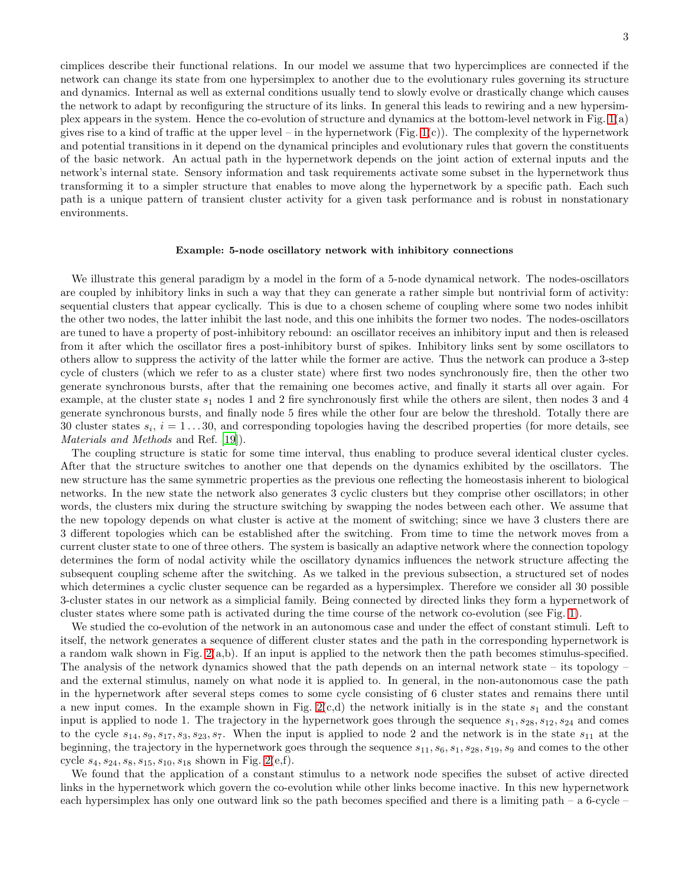cimplices describe their functional relations. In our model we assume that two hypercimplices are connected if the network can change its state from one hypersimplex to another due to the evolutionary rules governing its structure and dynamics. Internal as well as external conditions usually tend to slowly evolve or drastically change which causes the network to adapt by reconfiguring the structure of its links. In general this leads to rewiring and a new hypersimplex appears in the system. Hence the co-evolution of structure and dynamics at the bottom-level network in Fig. 1(a) gives rise to a kind of traffic at the upper level – in the hypernetwork (Fig. 1(c)). The complexity of the hypernetwork and potential transitions in it depend on the dynamical principles and evolutionary rules that govern the constituents of the basic network. An actual path in the hypernetwork depends on the joint action of external inputs and the network's internal state. Sensory information and task requirements activate some subset in the hypernetwork thus transforming it to a simpler structure that enables to move along the hypernetwork by a specific path. Each such path is a unique pattern of transient cluster activity for a given task performance and is robust in nonstationary environments.

### Example: 5-node oscillatory network with inhibitory connections

We illustrate this general paradigm by a model in the form of a 5-node dynamical network. The nodes-oscillators are coupled by inhibitory links in such a way that they can generate a rather simple but nontrivial form of activity: sequential clusters that appear cyclically. This is due to a chosen scheme of coupling where some two nodes inhibit the other two nodes, the latter inhibit the last node, and this one inhibits the former two nodes. The nodes-oscillators are tuned to have a property of post-inhibitory rebound: an oscillator receives an inhibitory input and then is released from it after which the oscillator fires a post-inhibitory burst of spikes. Inhibitory links sent by some oscillators to others allow to suppress the activity of the latter while the former are active. Thus the network can produce a 3-step cycle of clusters (which we refer to as a cluster state) where first two nodes synchronously fire, then the other two generate synchronous bursts, after that the remaining one becomes active, and finally it starts all over again. For example, at the cluster state $s_1$ nodes 1 and 2 fire synchronously first while the others are silent, then nodes 3 and 4 generate synchronous bursts, and finally node 5 fires while the other four are below the threshold. Totally there are 30 cluster states $s_i$, $i = 1 \ldots 30$, and corresponding topologies having the described properties (for more details, see *Materials and Methods* and Ref. [19]).

The coupling structure is static for some time interval, thus enabling to produce several identical cluster cycles. After that the structure switches to another one that depends on the dynamics exhibited by the oscillators. The new structure has the same symmetric properties as the previous one reflecting the homeostasis inherent to biological networks. In the new state the network also generates 3 cyclic clusters but they comprise other oscillators; in other words, the clusters mix during the structure switching by swapping the nodes between each other. We assume that the new topology depends on what cluster is active at the moment of switching; since we have 3 clusters there are 3 different topologies which can be established after the switching. From time to time the network moves from a current cluster state to one of three others. The system is basically an adaptive network where the connection topology determines the form of nodal activity while the oscillatory dynamics influences the network structure affecting the subsequent coupling scheme after the switching. As we talked in the previous subsection, a structured set of nodes which determines a cyclic cluster sequence can be regarded as a hypersimplex. Therefore we consider all 30 possible 3-cluster states in our network as a simplicial family. Being connected by directed links they form a hypernetwork of cluster states where some path is activated during the time course of the network co-evolution (see Fig. 1).

We studied the co-evolution of the network in an autonomous case and under the effect of constant stimuli. Left to itself, the network generates a sequence of different cluster states and the path in the corresponding hypernetwork is a random walk shown in Fig. 2(a,b). If an input is applied to the network then the path becomes stimulus-specified. The analysis of the network dynamics showed that the path depends on an internal network state – its topology – and the external stimulus, namely on what node it is applied to. In general, in the non-autonomous case the path in the hypernetwork after several steps comes to some cycle consisting of 6 cluster states and remains there until a new input comes. In the example shown in Fig. 2(c,d) the network initially is in the state $s_1$ and the constant input is applied to node 1. The trajectory in the hypernetwork goes through the sequence $s_1, s_{28}, s_{12}, s_{24}$ and comes to the cycle $s_{14}, s_9, s_{17}, s_3, s_{23}, s_7$. When the input is applied to node 2 and the network is in the state $s_{11}$ at the beginning, the trajectory in the hypernetwork goes through the sequence $s_{11}, s_6, s_1, s_{28}, s_{19}, s_9$ and comes to the other cycle $s_4, s_{24}, s_8, s_{15}, s_{10}, s_{18}$ shown in Fig. 2(e,f).

We found that the application of a constant stimulus to a network node specifies the subset of active directed links in the hypernetwork which govern the co-evolution while other links become inactive. In this new hypernetwork each hypersimplex has only one outward link so the path becomes specified and there is a limiting path – a 6-cycle –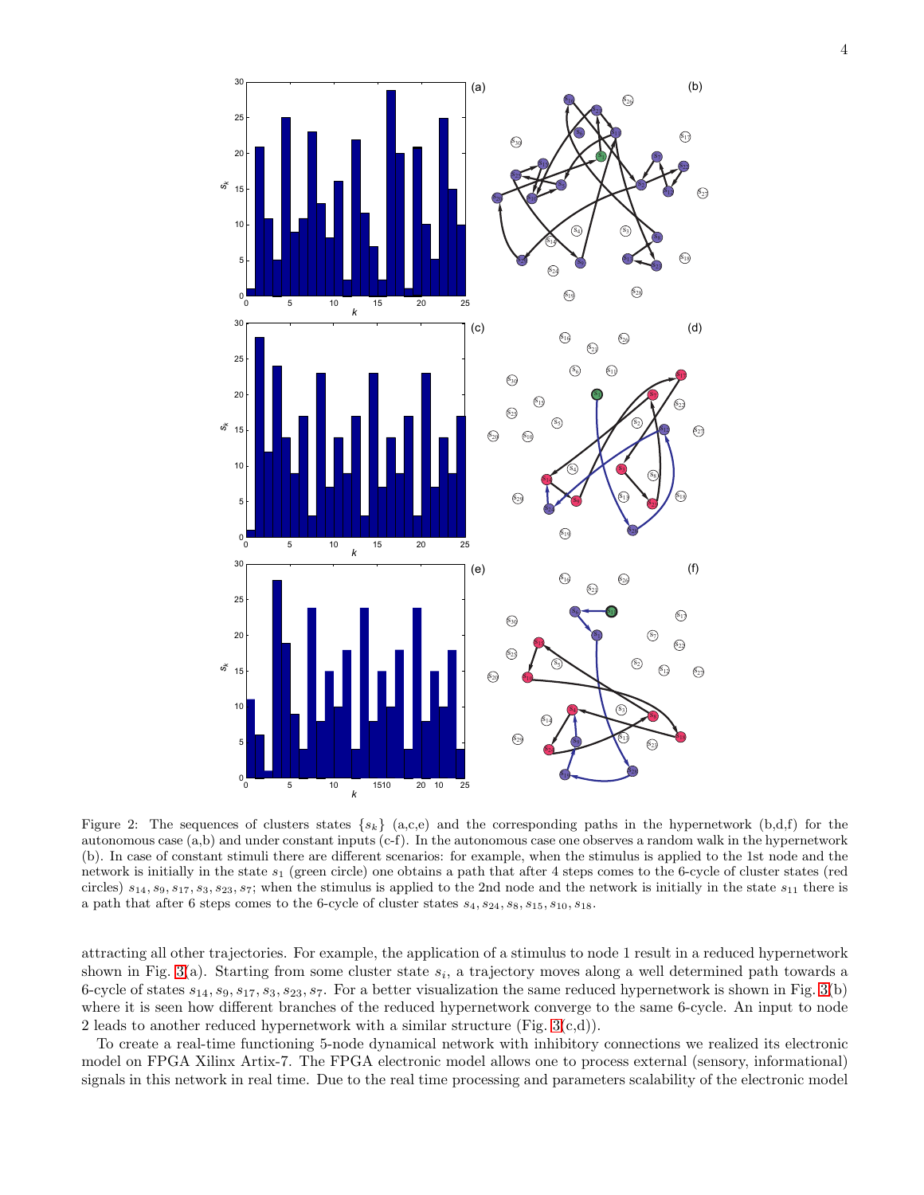Figure 2: The sequences of clusters states $\{s_k\}$ (a,c,e) and the corresponding paths in the hypernetwork (b,d,f) for the autonomous case (a,b) and under constant inputs (c-f). In the autonomous case one observes a random walk in the hypernetwork (b). In case of constant stimuli there are different scenarios: for example, when the stimulus is applied to the 1st node and the network is initially in the state $s_1$ (green circle) one obtains a path that after 4 steps comes to the 6-cycle of cluster states (red circles) $s_{14}, s_9, s_{17}, s_3, s_{23}, s_7$; when the stimulus is applied to the 2nd node and the network is initially in the state $s_{11}$ there is a path that after 6 steps comes to the 6-cycle of cluster states $s_4, s_{24}, s_8, s_{15}, s_{10}, s_{18}$.

attracting all other trajectories. For example, the application of a stimulus to node 1 result in a reduced hypernetwork shown in Fig. 3(a). Starting from some cluster state $s_i$, a trajectory moves along a well determined path towards a 6-cycle of states $s_{14}, s_9, s_{17}, s_3, s_{23}, s_7$. For a better visualization the same reduced hypernetwork is shown in Fig. 3(b) where it is seen how different branches of the reduced hypernetwork converge to the same 6-cycle. An input to node 2 leads to another reduced hypernetwork with a similar structure (Fig. 3(c,d)).

To create a real-time functioning 5-node dynamical network with inhibitory connections we realized its electronic model on FPGA Xilinx Artix-7. The FPGA electronic model allows one to process external (sensory, informational) signals in this network in real time. Due to the real time processing and parameters scalability of the electronic model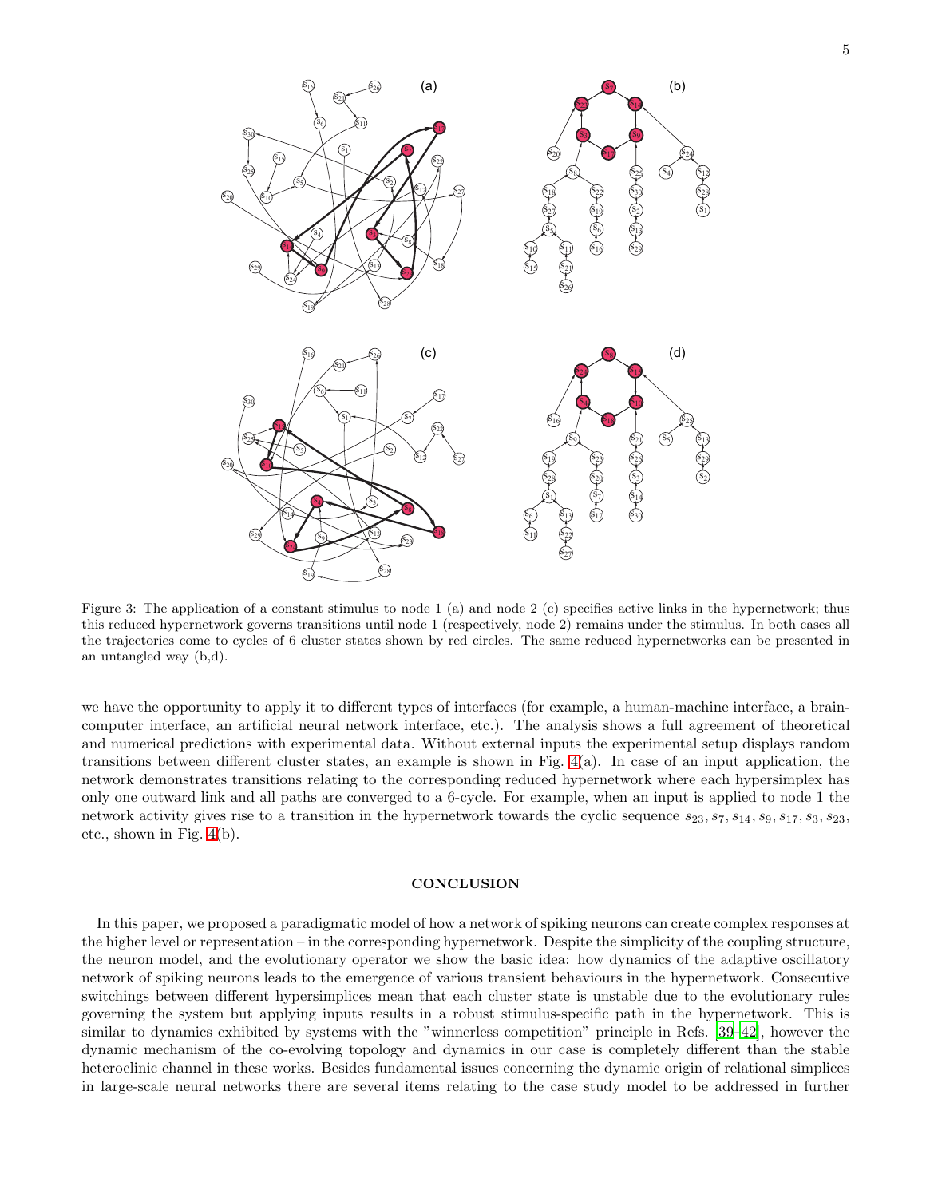Figure 3: The application of a constant stimulus to node 1 (a) and node 2 (c) specifies active links in the hypernetwork; thus this reduced hypernetwork governs transitions until node 1 (respectively, node 2) remains under the stimulus. In both cases all the trajectories come to cycles of 6 cluster states shown by red circles. The same reduced hypernetworks can be presented in an untangled way (b,d).

we have the opportunity to apply it to different types of interfaces (for example, a human-machine interface, a brain-computer interface, an artificial neural network interface, etc.). The analysis shows a full agreement of theoretical and numerical predictions with experimental data. Without external inputs the experimental setup displays random transitions between different cluster states, an example is shown in Fig. 4(a). In case of an input application, the network demonstrates transitions relating to the corresponding reduced hypernetwork where each hypersimplex has only one outward link and all paths are converged to a 6-cycle. For example, when an input is applied to node 1 the network activity gives rise to a transition in the hypernetwork towards the cyclic sequence $s_{23}, s_7, s_{14}, s_9, s_{17}, s_3, s_{23}$, etc., shown in Fig. 4(b).

## CONCLUSION

In this paper, we proposed a paradigmatic model of how a network of spiking neurons can create complex responses at the higher level or representation – in the corresponding hypernetwork. Despite the simplicity of the coupling structure, the neuron model, and the evolutionary operator we show the basic idea: how dynamics of the adaptive oscillatory network of spiking neurons leads to the emergence of various transient behaviours in the hypernetwork. Consecutive switchings between different hypersimplices mean that each cluster state is unstable due to the evolutionary rules governing the system but applying inputs results in a robust stimulus-specific path in the hypernetwork. This is similar to dynamics exhibited by systems with the "winnerless competition" principle in Refs. [39–42], however the dynamic mechanism of the co-evolving topology and dynamics in our case is completely different than the stable heteroclinic channel in these works. Besides fundamental issues concerning the dynamic origin of relational simplices in large-scale neural networks there are several items relating to the case study model to be addressed in further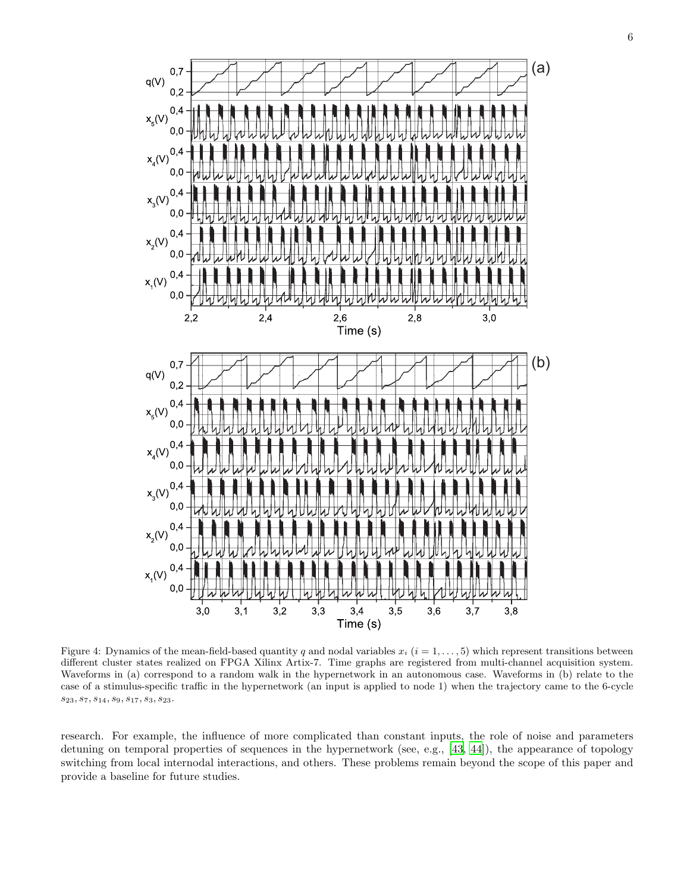Figure 4: Dynamics of the mean-field-based quantity $q$ and nodal variables $x_i$ ($i = 1, \dots, 5$) which represent transitions between different cluster states realized on FPGA Xilinx Artix-7. Time graphs are registered from multi-channel acquisition system. Waveforms in (a) correspond to a random walk in the hypernetwork in an autonomous case. Waveforms in (b) relate to the case of a stimulus-specific traffic in the hypernetwork (an input is applied to node 1) when the trajectory came to the 6-cycle $s_{23}, s_7, s_{14}, s_9, s_{17}, s_3, s_{23}$.

research. For example, the influence of more complicated than constant inputs, the role of noise and parameters detuning on temporal properties of sequences in the hypernetwork (see, e.g., [43, 44]), the appearance of topology switching from local internodal interactions, and others. These problems remain beyond the scope of this paper and provide a baseline for future studies.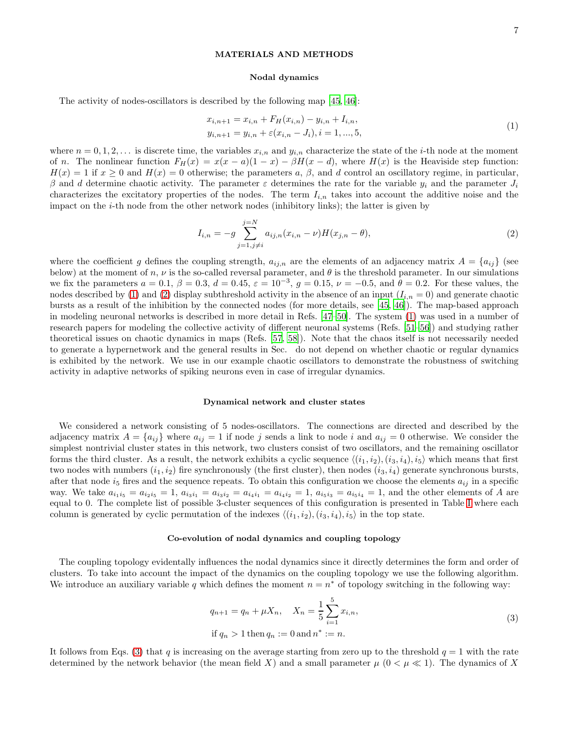## MATERIALS AND METHODS

### Nodal dynamics

The activity of nodes-oscillators is described by the following map [45, 46]:

$$
\begin{aligned}
x_{i,n+1} &= x_{i,n} + F_H(x_{i,n}) - y_{i,n} + I_{i,n}, \\
y_{i,n+1} &= y_{i,n} + \varepsilon(x_{i,n} - J_i), i = 1, ..., 5,
\end{aligned}
\tag{1}
$$

where $n = 0, 1, 2, \dots$ is discrete time, the variables $x_{i,n}$ and $y_{i,n}$ characterize the state of the $i$-th node at the moment of $n$. The nonlinear function $F_H(x) = x(x-a)(1-x) - \beta H(x-d)$, where $H(x)$ is the Heaviside step function: $H(x) = 1$ if $x \geq 0$ and $H(x) = 0$ otherwise; the parameters $a$, $\beta$, and $d$ control an oscillatory regime, in particular, $\beta$ and $d$ determine chaotic activity. The parameter $\varepsilon$ determines the rate for the variable $y_i$ and the parameter $J_i$ characterizes the excitatory properties of the nodes. The term $I_{i,n}$ takes into account the additive noise and the impact on the $i$-th node from the other network nodes (inhibitory links); the latter is given by

$$
I_{i,n} = -g \sum_{j=1, j\neq i}^{j=N} a_{ij,n}(x_{i,n} - \nu) H(x_{j,n} - \theta),
\tag{2}
$$

where the coefficient $g$ defines the coupling strength, $a_{ij,n}$ are the elements of an adjacency matrix $A = \{a_{ij}\}$ (see below) at the moment of $n$, $\nu$ is the so-called reversal parameter, and $\theta$ is the threshold parameter. In our simulations we fix the parameters $a = 0.1$, $\beta = 0.3$, $d = 0.45$, $\varepsilon = 10^{-3}$, $g = 0.15$, $\nu = -0.5$, and $\theta = 0.2$. For these values, the nodes described by (1) and (2) display subthreshold activity in the absence of an input ($I_{i,n} = 0$) and generate chaotic bursts as a result of the inhibition by the connected nodes (for more details, see [45, 46]). The map-based approach in modeling neuronal networks is described in more detail in Refs. [47–50]. The system (1) was used in a number of research papers for modeling the collective activity of different neuronal systems (Refs. [51–56]) and studying rather theoretical issues on chaotic dynamics in maps (Refs. [57, 58]). Note that the chaos itself is not necessarily needed to generate a hypernetwork and the general results in Sec. do not depend on whether chaotic or regular dynamics is exhibited by the network. We use in our example chaotic oscillators to demonstrate the robustness of switching activity in adaptive networks of spiking neurons even in case of irregular dynamics.

### Dynamical network and cluster states

We considered a network consisting of 5 nodes-oscillators. The connections are directed and described by the adjacency matrix $A = \{a_{ij}\}$ where $a_{ij} = 1$ if node $j$ sends a link to node $i$ and $a_{ij} = 0$ otherwise. We consider the simplest nontrivial cluster states in this network, two clusters consist of two oscillators, and the remaining oscillator forms the third cluster. As a result, the network exhibits a cyclic sequence $\langle (i_1, i_2), (i_3, i_4), i_5 \rangle$ which means that first two nodes with numbers $(i_1, i_2)$ fire synchronously (the first cluster), then nodes $(i_3, i_4)$ generate synchronous bursts, after that node $i_5$ fires and the sequence repeats. To obtain this configuration we choose the elements $a_{ij}$ in a specific way. We take $a_{i_1 i_5} = a_{i_2 i_5} = 1$, $a_{i_3 i_1} = a_{i_3 i_2} = a_{i_4 i_1} = a_{i_4 i_2} = 1$, $a_{i_5 i_3} = a_{i_5 i_4} = 1$, and the other elements of $A$ are equal to 0. The complete list of possible 3-cluster sequences of this configuration is presented in Table I where each column is generated by cyclic permutation of the indexes $\langle (i_1, i_2), (i_3, i_4), i_5 \rangle$ in the top state.

### Co-evolution of nodal dynamics and coupling topology

The coupling topology evidentally influences the nodal dynamics since it directly determines the form and order of clusters. To take into account the impact of the dynamics on the coupling topology we use the following algorithm. We introduce an auxiliary variable $q$ which defines the moment $n = n^*$ of topology switching in the following way:

$$
\begin{aligned}
&q_{n+1} = q_n + \mu X_n, \quad X_n = \frac{1}{5}\sum_{i=1}^{5} x_{i,n}, \\
&\text{if } q_n > 1 \text{ then } q_n := 0 \text{ and } n^* := n.
\end{aligned}
\tag{3}
$$

It follows from Eqs. (3) that $q$ is increasing on the average starting from zero up to the threshold $q = 1$ with the rate determined by the network behavior (the mean field $X$) and a small parameter $\mu$ ($0 < \mu \ll 1$). The dynamics of $X$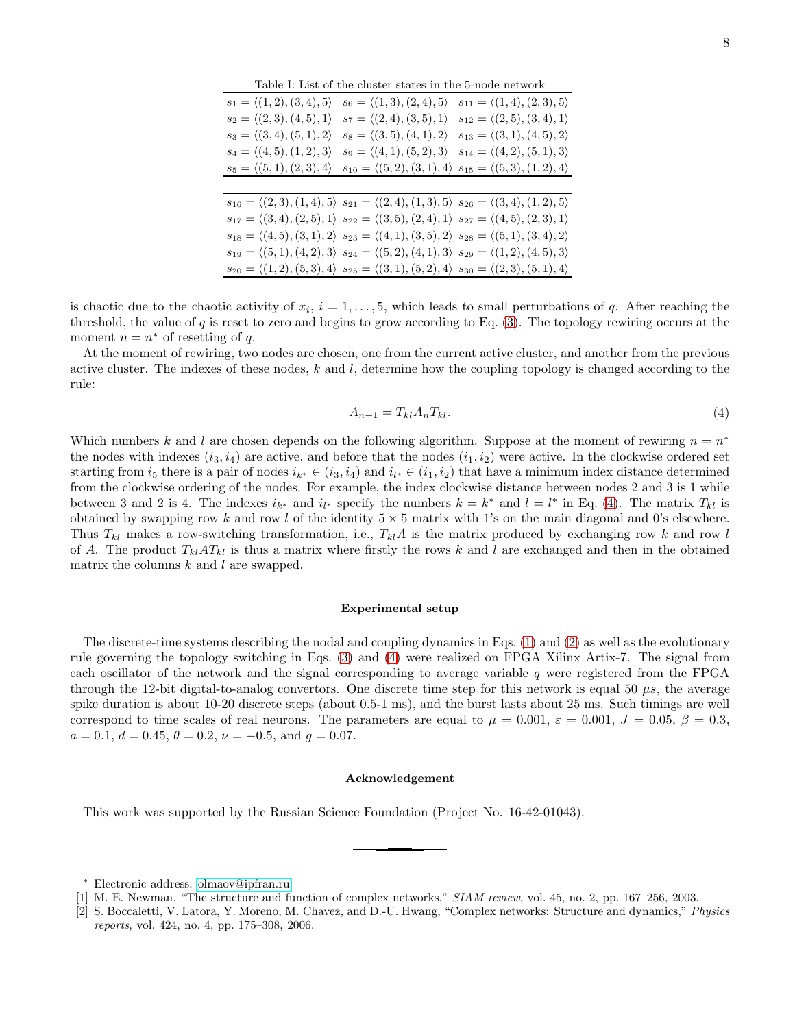Table I: List of the cluster states in the 5-node network

| | | |
|---|---|---|
| $s_1 = \langle(1,2),(3,4),5\rangle$ | $s_6 = \langle(1,3),(2,4),5\rangle$ | $s_{11} = \langle(1,4),(2,3),5\rangle$ |
| $s_2 = \langle(2,3),(4,5),1\rangle$ | $s_7 = \langle(2,4),(3,5),1\rangle$ | $s_{12} = \langle(2,5),(3,4),1\rangle$ |
| $s_3 = \langle(3,4),(5,1),2\rangle$ | $s_8 = \langle(3,5),(4,1),2\rangle$ | $s_{13} = \langle(3,1),(4,5),2\rangle$ |
| $s_4 = \langle(4,5),(1,2),3\rangle$ | $s_9 = \langle(4,1),(5,2),3\rangle$ | $s_{14} = \langle(4,2),(5,1),3\rangle$ |
| $s_5 = \langle(5,1),(2,3),4\rangle$ | $s_{10} = \langle(5,2),(3,1),4\rangle$ | $s_{15} = \langle(5,3),(1,2),4\rangle$ |
| $s_{16} = \langle(2,3),(1,4),5\rangle$ | $s_{21} = \langle(2,4),(1,3),5\rangle$ | $s_{26} = \langle(3,4),(1,2),5\rangle$ |
| $s_{17} = \langle(3,4),(2,5),1\rangle$ | $s_{22} = \langle(3,5),(2,4),1\rangle$ | $s_{27} = \langle(4,5),(2,3),1\rangle$ |
| $s_{18} = \langle(4,5),(3,1),2\rangle$ | $s_{23} = \langle(4,1),(3,5),2\rangle$ | $s_{28} = \langle(5,1),(3,4),2\rangle$ |
| $s_{19} = \langle(5,1),(4,2),3\rangle$ | $s_{24} = \langle(5,2),(4,1),3\rangle$ | $s_{29} = \langle(1,2),(4,5),3\rangle$ |
| $s_{20} = \langle(1,2),(5,3),4\rangle$ | $s_{25} = \langle(3,1),(5,2),4\rangle$ | $s_{30} = \langle(2,3),(5,1),4\rangle$ |

is chaotic due to the chaotic activity of $x_i$, $i = 1, \ldots, 5$, which leads to small perturbations of $q$. After reaching the threshold, the value of $q$ is reset to zero and begins to grow according to Eq. (3). The topology rewiring occurs at the moment $n = n^*$ of resetting of $q$.

At the moment of rewiring, two nodes are chosen, one from the current active cluster, and another from the previous active cluster. The indexes of these nodes, $k$ and $l$, determine how the coupling topology is changed according to the rule:

$$A_{n+1} = T_{kl} A_n T_{kl}. \tag{4}$$

Which numbers $k$ and $l$ are chosen depends on the following algorithm. Suppose at the moment of rewiring $n = n^*$ the nodes with indexes $(i_3, i_4)$ are active, and before that the nodes $(i_1, i_2)$ were active. In the clockwise ordered set starting from $i_5$ there is a pair of nodes $i_{k^*} \in (i_3, i_4)$ and $i_{l^*} \in (i_1, i_2)$ that have a minimum index distance determined from the clockwise ordering of the nodes. For example, the index clockwise distance between nodes 2 and 3 is 1 while between 3 and 2 is 4. The indexes $i_{k^*}$ and $i_{l^*}$ specify the numbers $k = k^*$ and $l = l^*$ in Eq. (4). The matrix $T_{kl}$ is obtained by swapping row $k$ and row $l$ of the identity $5 \times 5$ matrix with 1's on the main diagonal and 0's elsewhere. Thus $T_{kl}$ makes a row-switching transformation, i.e., $T_{kl}A$ is the matrix produced by exchanging row $k$ and row $l$ of $A$. The product $T_{kl}AT_{kl}$ is thus a matrix where firstly the rows $k$ and $l$ are exchanged and then in the obtained matrix the columns $k$ and $l$ are swapped.

## Experimental setup

The discrete-time systems describing the nodal and coupling dynamics in Eqs. (1) and (2) as well as the evolutionary rule governing the topology switching in Eqs. (3) and (4) were realized on FPGA Xilinx Artix-7. The signal from each oscillator of the network and the signal corresponding to average variable $q$ were registered from the FPGA through the 12-bit digital-to-analog convertors. One discrete time step for this network is equal 50 $\mu s$, the average spike duration is about 10-20 discrete steps (about 0.5-1 ms), and the burst lasts about 25 ms. Such timings are well correspond to time scales of real neurons. The parameters are equal to $\mu = 0.001$, $\varepsilon = 0.001$, $J = 0.05$, $\beta = 0.3$, $a = 0.1$, $d = 0.45$, $\theta = 0.2$, $\nu = -0.5$, and $g = 0.07$.

## Acknowledgement

This work was supported by the Russian Science Foundation (Project No. 16-42-01043).

---

* Electronic address: olmaov@ipfran.ru

[1] M. E. Newman, "The structure and function of complex networks," *SIAM review*, vol. 45, no. 2, pp. 167–256, 2003.

[2] S. Boccaletti, V. Latora, Y. Moreno, M. Chavez, and D.-U. Hwang, "Complex networks: Structure and dynamics," *Physics reports*, vol. 424, no. 4, pp. 175–308, 2006.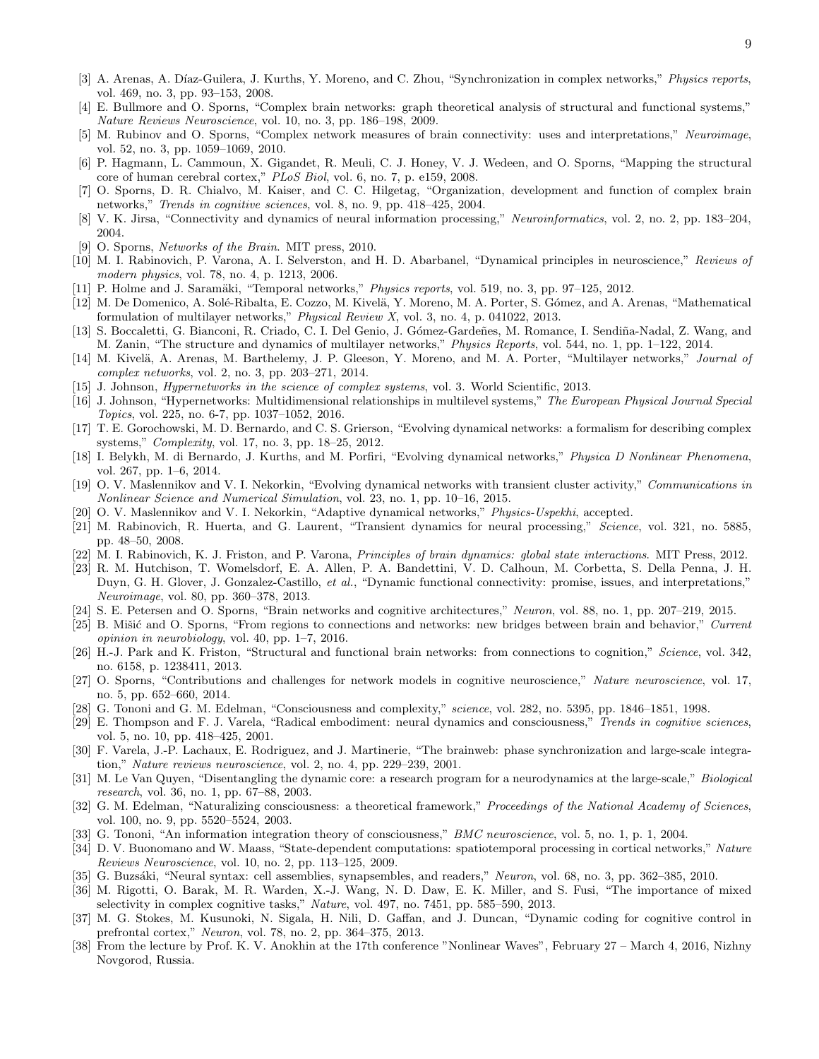[3] A. Arenas, A. Díaz-Guilera, J. Kurths, Y. Moreno, and C. Zhou, "Synchronization in complex networks," *Physics reports*, vol. 469, no. 3, pp. 93–153, 2008.

[4] E. Bullmore and O. Sporns, "Complex brain networks: graph theoretical analysis of structural and functional systems," *Nature Reviews Neuroscience*, vol. 10, no. 3, pp. 186–198, 2009.

[5] M. Rubinov and O. Sporns, "Complex network measures of brain connectivity: uses and interpretations," *Neuroimage*, vol. 52, no. 3, pp. 1059–1069, 2010.

[6] P. Hagmann, L. Cammoun, X. Gigandet, R. Meuli, C. J. Honey, V. J. Wedeen, and O. Sporns, "Mapping the structural core of human cerebral cortex," *PLoS Biol*, vol. 6, no. 7, p. e159, 2008.

[7] O. Sporns, D. R. Chialvo, M. Kaiser, and C. C. Hilgetag, "Organization, development and function of complex brain networks," *Trends in cognitive sciences*, vol. 8, no. 9, pp. 418–425, 2004.

[8] V. K. Jirsa, "Connectivity and dynamics of neural information processing," *Neuroinformatics*, vol. 2, no. 2, pp. 183–204, 2004.

[9] O. Sporns, *Networks of the Brain*. MIT press, 2010.

[10] M. I. Rabinovich, P. Varona, A. I. Selverston, and H. D. Abarbanel, "Dynamical principles in neuroscience," *Reviews of modern physics*, vol. 78, no. 4, p. 1213, 2006.

[11] P. Holme and J. Saramäki, "Temporal networks," *Physics reports*, vol. 519, no. 3, pp. 97–125, 2012.

[12] M. De Domenico, A. Solé-Ribalta, E. Cozzo, M. Kivelä, Y. Moreno, M. A. Porter, S. Gómez, and A. Arenas, "Mathematical formulation of multilayer networks," *Physical Review X*, vol. 3, no. 4, p. 041022, 2013.

[13] S. Boccaletti, G. Bianconi, R. Criado, C. I. Del Genio, J. Gómez-Gardeñes, M. Romance, I. Sendiña-Nadal, Z. Wang, and M. Zanin, "The structure and dynamics of multilayer networks," *Physics Reports*, vol. 544, no. 1, pp. 1–122, 2014.

[14] M. Kivelä, A. Arenas, M. Barthelemy, J. P. Gleeson, Y. Moreno, and M. A. Porter, "Multilayer networks," *Journal of complex networks*, vol. 2, no. 3, pp. 203–271, 2014.

[15] J. Johnson, *Hypernetworks in the science of complex systems*, vol. 3. World Scientific, 2013.

[16] J. Johnson, "Hypernetworks: Multidimensional relationships in multilevel systems," *The European Physical Journal Special Topics*, vol. 225, no. 6-7, pp. 1037–1052, 2016.

[17] T. E. Gorochowski, M. D. Bernardo, and C. S. Grierson, "Evolving dynamical networks: a formalism for describing complex systems," *Complexity*, vol. 17, no. 3, pp. 18–25, 2012.

[18] I. Belykh, M. di Bernardo, J. Kurths, and M. Porfiri, "Evolving dynamical networks," *Physica D Nonlinear Phenomena*, vol. 267, pp. 1–6, 2014.

[19] O. V. Maslennikov and V. I. Nekorkin, "Evolving dynamical networks with transient cluster activity," *Communications in Nonlinear Science and Numerical Simulation*, vol. 23, no. 1, pp. 10–16, 2015.

[20] O. V. Maslennikov and V. I. Nekorkin, "Adaptive dynamical networks," *Physics-Uspekhi*, accepted.

[21] M. Rabinovich, R. Huerta, and G. Laurent, "Transient dynamics for neural processing," *Science*, vol. 321, no. 5885, pp. 48–50, 2008.

[22] M. I. Rabinovich, K. J. Friston, and P. Varona, *Principles of brain dynamics: global state interactions*. MIT Press, 2012.

[23] R. M. Hutchison, T. Womelsdorf, E. A. Allen, P. A. Bandettini, V. D. Calhoun, M. Corbetta, S. Della Penna, J. H. Duyn, G. H. Glover, J. Gonzalez-Castillo, *et al.*, "Dynamic functional connectivity: promise, issues, and interpretations," *Neuroimage*, vol. 80, pp. 360–378, 2013.

[24] S. E. Petersen and O. Sporns, "Brain networks and cognitive architectures," *Neuron*, vol. 88, no. 1, pp. 207–219, 2015.

[25] B. Mišić and O. Sporns, "From regions to connections and networks: new bridges between brain and behavior," *Current opinion in neurobiology*, vol. 40, pp. 1–7, 2016.

[26] H.-J. Park and K. Friston, "Structural and functional brain networks: from connections to cognition," *Science*, vol. 342, no. 6158, p. 1238411, 2013.

[27] O. Sporns, "Contributions and challenges for network models in cognitive neuroscience," *Nature neuroscience*, vol. 17, no. 5, pp. 652–660, 2014.

[28] G. Tononi and G. M. Edelman, "Consciousness and complexity," *science*, vol. 282, no. 5395, pp. 1846–1851, 1998.

[29] E. Thompson and F. J. Varela, "Radical embodiment: neural dynamics and consciousness," *Trends in cognitive sciences*, vol. 5, no. 10, pp. 418–425, 2001.

[30] F. Varela, J.-P. Lachaux, E. Rodriguez, and J. Martinerie, "The brainweb: phase synchronization and large-scale integration," *Nature reviews neuroscience*, vol. 2, no. 4, pp. 229–239, 2001.

[31] M. Le Van Quyen, "Disentangling the dynamic core: a research program for a neurodynamics at the large-scale," *Biological research*, vol. 36, no. 1, pp. 67–88, 2003.

[32] G. M. Edelman, "Naturalizing consciousness: a theoretical framework," *Proceedings of the National Academy of Sciences*, vol. 100, no. 9, pp. 5520–5524, 2003.

[33] G. Tononi, "An information integration theory of consciousness," *BMC neuroscience*, vol. 5, no. 1, p. 1, 2004.

[34] D. V. Buonomano and W. Maass, "State-dependent computations: spatiotemporal processing in cortical networks," *Nature Reviews Neuroscience*, vol. 10, no. 2, pp. 113–125, 2009.

[35] G. Buzsáki, "Neural syntax: cell assemblies, synapsembles, and readers," *Neuron*, vol. 68, no. 3, pp. 362–385, 2010.

[36] M. Rigotti, O. Barak, M. R. Warden, X.-J. Wang, N. D. Daw, E. K. Miller, and S. Fusi, "The importance of mixed selectivity in complex cognitive tasks," *Nature*, vol. 497, no. 7451, pp. 585–590, 2013.

[37] M. G. Stokes, M. Kusunoki, N. Sigala, H. Nili, D. Gaffan, and J. Duncan, "Dynamic coding for cognitive control in prefrontal cortex," *Neuron*, vol. 78, no. 2, pp. 364–375, 2013.

[38] From the lecture by Prof. K. V. Anokhin at the 17th conference "Nonlinear Waves", February 27 – March 4, 2016, Nizhny Novgorod, Russia.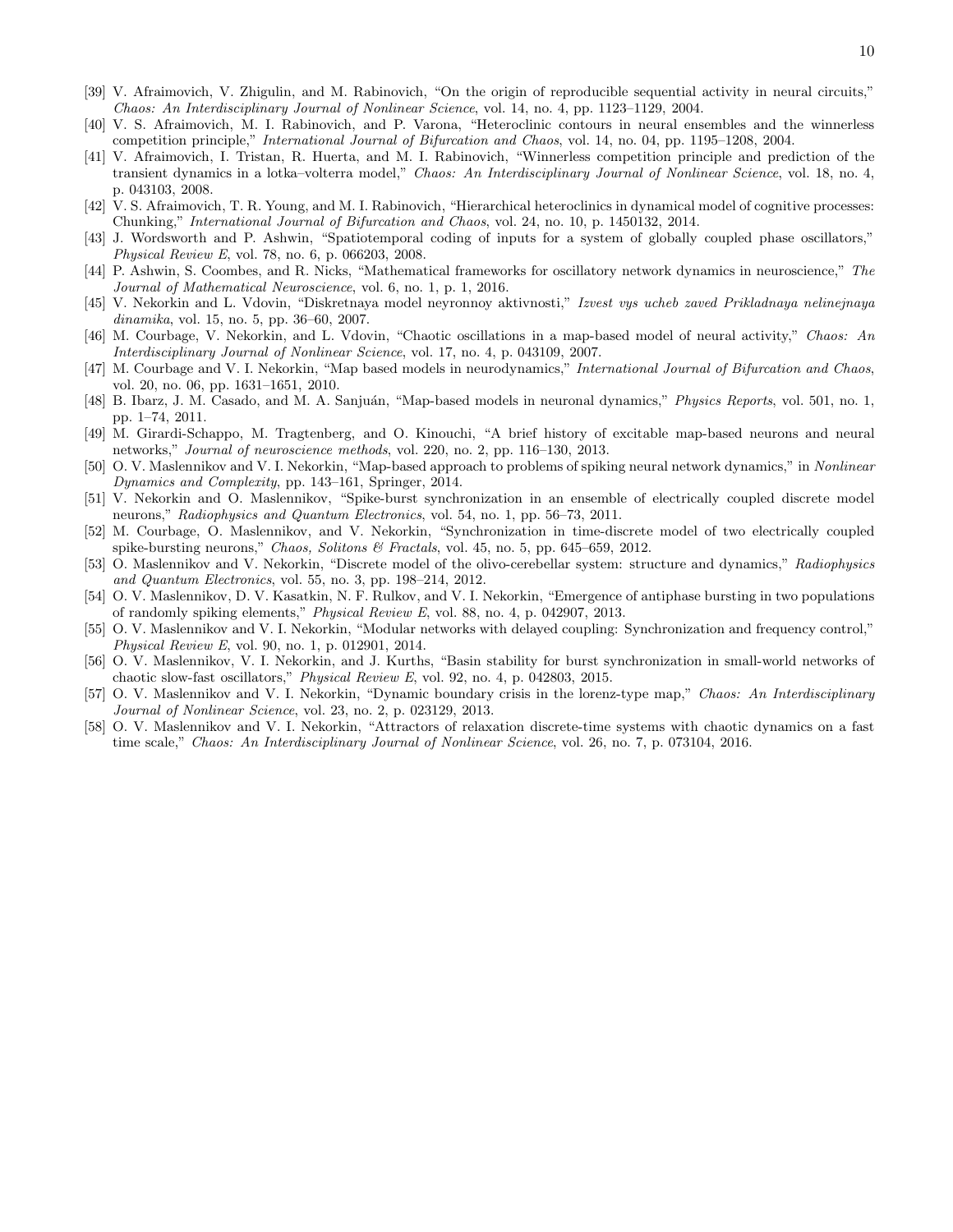[39] V. Afraimovich, V. Zhigulin, and M. Rabinovich, "On the origin of reproducible sequential activity in neural circuits," *Chaos: An Interdisciplinary Journal of Nonlinear Science*, vol. 14, no. 4, pp. 1123–1129, 2004.

[40] V. S. Afraimovich, M. I. Rabinovich, and P. Varona, "Heteroclinic contours in neural ensembles and the winnerless competition principle," *International Journal of Bifurcation and Chaos*, vol. 14, no. 04, pp. 1195–1208, 2004.

[41] V. Afraimovich, I. Tristan, R. Huerta, and M. I. Rabinovich, "Winnerless competition principle and prediction of the transient dynamics in a lotka–volterra model," *Chaos: An Interdisciplinary Journal of Nonlinear Science*, vol. 18, no. 4, p. 043103, 2008.

[42] V. S. Afraimovich, T. R. Young, and M. I. Rabinovich, "Hierarchical heteroclinics in dynamical model of cognitive processes: Chunking," *International Journal of Bifurcation and Chaos*, vol. 24, no. 10, p. 1450132, 2014.

[43] J. Wordsworth and P. Ashwin, "Spatiotemporal coding of inputs for a system of globally coupled phase oscillators," *Physical Review E*, vol. 78, no. 6, p. 066203, 2008.

[44] P. Ashwin, S. Coombes, and R. Nicks, "Mathematical frameworks for oscillatory network dynamics in neuroscience," *The Journal of Mathematical Neuroscience*, vol. 6, no. 1, p. 1, 2016.

[45] V. Nekorkin and L. Vdovin, "Diskretnaya model neyronnoy aktivnosti," *Izvest vys ucheb zaved Prikladnaya nelinejnaya dinamika*, vol. 15, no. 5, pp. 36–60, 2007.

[46] M. Courbage, V. Nekorkin, and L. Vdovin, "Chaotic oscillations in a map-based model of neural activity," *Chaos: An Interdisciplinary Journal of Nonlinear Science*, vol. 17, no. 4, p. 043109, 2007.

[47] M. Courbage and V. I. Nekorkin, "Map based models in neurodynamics," *International Journal of Bifurcation and Chaos*, vol. 20, no. 06, pp. 1631–1651, 2010.

[48] B. Ibarz, J. M. Casado, and M. A. Sanjuán, "Map-based models in neuronal dynamics," *Physics Reports*, vol. 501, no. 1, pp. 1–74, 2011.

[49] M. Girardi-Schappo, M. Tragtenberg, and O. Kinouchi, "A brief history of excitable map-based neurons and neural networks," *Journal of neuroscience methods*, vol. 220, no. 2, pp. 116–130, 2013.

[50] O. V. Maslennikov and V. I. Nekorkin, "Map-based approach to problems of spiking neural network dynamics," in *Nonlinear Dynamics and Complexity*, pp. 143–161, Springer, 2014.

[51] V. Nekorkin and O. Maslennikov, "Spike-burst synchronization in an ensemble of electrically coupled discrete model neurons," *Radiophysics and Quantum Electronics*, vol. 54, no. 1, pp. 56–73, 2011.

[52] M. Courbage, O. Maslennikov, and V. Nekorkin, "Synchronization in time-discrete model of two electrically coupled spike-bursting neurons," *Chaos, Solitons & Fractals*, vol. 45, no. 5, pp. 645–659, 2012.

[53] O. Maslennikov and V. Nekorkin, "Discrete model of the olivo-cerebellar system: structure and dynamics," *Radiophysics and Quantum Electronics*, vol. 55, no. 3, pp. 198–214, 2012.

[54] O. V. Maslennikov, D. V. Kasatkin, N. F. Rulkov, and V. I. Nekorkin, "Emergence of antiphase bursting in two populations of randomly spiking elements," *Physical Review E*, vol. 88, no. 4, p. 042907, 2013.

[55] O. V. Maslennikov and V. I. Nekorkin, "Modular networks with delayed coupling: Synchronization and frequency control," *Physical Review E*, vol. 90, no. 1, p. 012901, 2014.

[56] O. V. Maslennikov, V. I. Nekorkin, and J. Kurths, "Basin stability for burst synchronization in small-world networks of chaotic slow-fast oscillators," *Physical Review E*, vol. 92, no. 4, p. 042803, 2015.

[57] O. V. Maslennikov and V. I. Nekorkin, "Dynamic boundary crisis in the lorenz-type map," *Chaos: An Interdisciplinary Journal of Nonlinear Science*, vol. 23, no. 2, p. 023129, 2013.

[58] O. V. Maslennikov and V. I. Nekorkin, "Attractors of relaxation discrete-time systems with chaotic dynamics on a fast time scale," *Chaos: An Interdisciplinary Journal of Nonlinear Science*, vol. 26, no. 7, p. 073104, 2016.